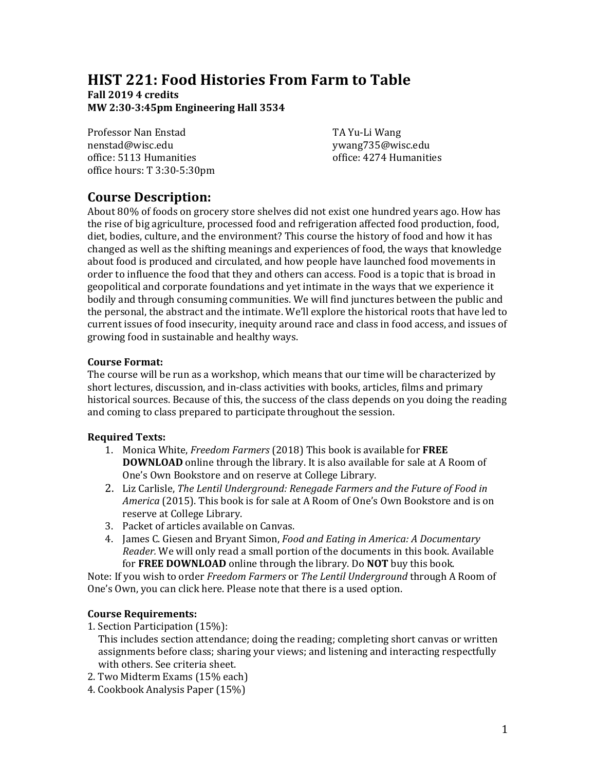# HIST 221: Food Histories From Farm to Table

**Fall 2019 4 credits**
**MW 2:30-3:45pm Engineering Hall 3534**

Professor Nan Enstad
nenstad@wisc.edu
office: 5113 Humanities
office hours: T 3:30-5:30pm

TA Yu-Li Wang
ywang735@wisc.edu
office: 4274 Humanities

## Course Description:

About 80% of foods on grocery store shelves did not exist one hundred years ago. How has the rise of big agriculture, processed food and refrigeration affected food production, food, diet, bodies, culture, and the environment? This course the history of food and how it has changed as well as the shifting meanings and experiences of food, the ways that knowledge about food is produced and circulated, and how people have launched food movements in order to influence the food that they and others can access. Food is a topic that is broad in geopolitical and corporate foundations and yet intimate in the ways that we experience it bodily and through consuming communities. We will find junctures between the public and the personal, the abstract and the intimate. We'll explore the historical roots that have led to current issues of food insecurity, inequity around race and class in food access, and issues of growing food in sustainable and healthy ways.

**Course Format:**

The course will be run as a workshop, which means that our time will be characterized by short lectures, discussion, and in-class activities with books, articles, films and primary historical sources. Because of this, the success of the class depends on you doing the reading and coming to class prepared to participate throughout the session.

**Required Texts:**

1. Monica White, *Freedom Farmers* (2018) This book is available for **FREE DOWNLOAD** online through the library. It is also available for sale at A Room of One's Own Bookstore and on reserve at College Library.
2. Liz Carlisle, *The Lentil Underground: Renegade Farmers and the Future of Food in America* (2015). This book is for sale at A Room of One's Own Bookstore and is on reserve at College Library.
3. Packet of articles available on Canvas.
4. James C. Giesen and Bryant Simon, *Food and Eating in America: A Documentary Reader.* We will only read a small portion of the documents in this book. Available for **FREE DOWNLOAD** online through the library. Do **NOT** buy this book.

Note: If you wish to order *Freedom Farmers* or *The Lentil Underground* through A Room of One's Own, you can click here. Please note that there is a used option.

**Course Requirements:**

1. Section Participation (15%):
   This includes section attendance; doing the reading; completing short canvas or written assignments before class; sharing your views; and listening and interacting respectfully with others. See criteria sheet.
2. Two Midterm Exams (15% each)
4. Cookbook Analysis Paper (15%)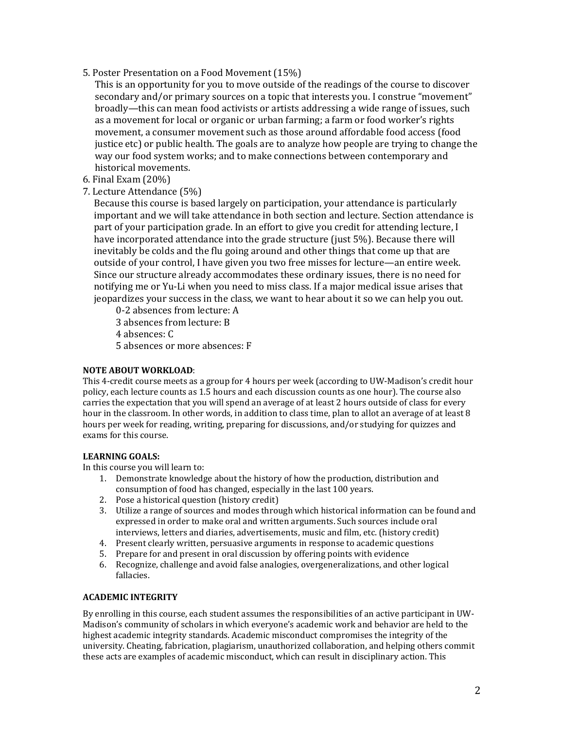5. Poster Presentation on a Food Movement (15%)

   This is an opportunity for you to move outside of the readings of the course to discover secondary and/or primary sources on a topic that interests you. I construe "movement" broadly—this can mean food activists or artists addressing a wide range of issues, such as a movement for local or organic or urban farming; a farm or food worker's rights movement, a consumer movement such as those around affordable food access (food justice etc) or public health. The goals are to analyze how people are trying to change the way our food system works; and to make connections between contemporary and historical movements.

6. Final Exam (20%)

7. Lecture Attendance (5%)

   Because this course is based largely on participation, your attendance is particularly important and we will take attendance in both section and lecture. Section attendance is part of your participation grade. In an effort to give you credit for attending lecture, I have incorporated attendance into the grade structure (just 5%). Because there will inevitably be colds and the flu going around and other things that come up that are outside of your control, I have given you two free misses for lecture—an entire week. Since our structure already accommodates these ordinary issues, there is no need for notifying me or Yu-Li when you need to miss class. If a major medical issue arises that jeopardizes your success in the class, we want to hear about it so we can help you out.

   0-2 absences from lecture: A
   3 absences from lecture: B
   4 absences: C
   5 absences or more absences: F

**NOTE ABOUT WORKLOAD**:

This 4-credit course meets as a group for 4 hours per week (according to UW-Madison's credit hour policy, each lecture counts as 1.5 hours and each discussion counts as one hour). The course also carries the expectation that you will spend an average of at least 2 hours outside of class for every hour in the classroom. In other words, in addition to class time, plan to allot an average of at least 8 hours per week for reading, writing, preparing for discussions, and/or studying for quizzes and exams for this course.

**LEARNING GOALS:**

In this course you will learn to:

1. Demonstrate knowledge about the history of how the production, distribution and consumption of food has changed, especially in the last 100 years.
2. Pose a historical question (history credit)
3. Utilize a range of sources and modes through which historical information can be found and expressed in order to make oral and written arguments. Such sources include oral interviews, letters and diaries, advertisements, music and film, etc. (history credit)
4. Present clearly written, persuasive arguments in response to academic questions
5. Prepare for and present in oral discussion by offering points with evidence
6. Recognize, challenge and avoid false analogies, overgeneralizations, and other logical fallacies.

**ACADEMIC INTEGRITY**

By enrolling in this course, each student assumes the responsibilities of an active participant in UW-Madison's community of scholars in which everyone's academic work and behavior are held to the highest academic integrity standards. Academic misconduct compromises the integrity of the university. Cheating, fabrication, plagiarism, unauthorized collaboration, and helping others commit these acts are examples of academic misconduct, which can result in disciplinary action. This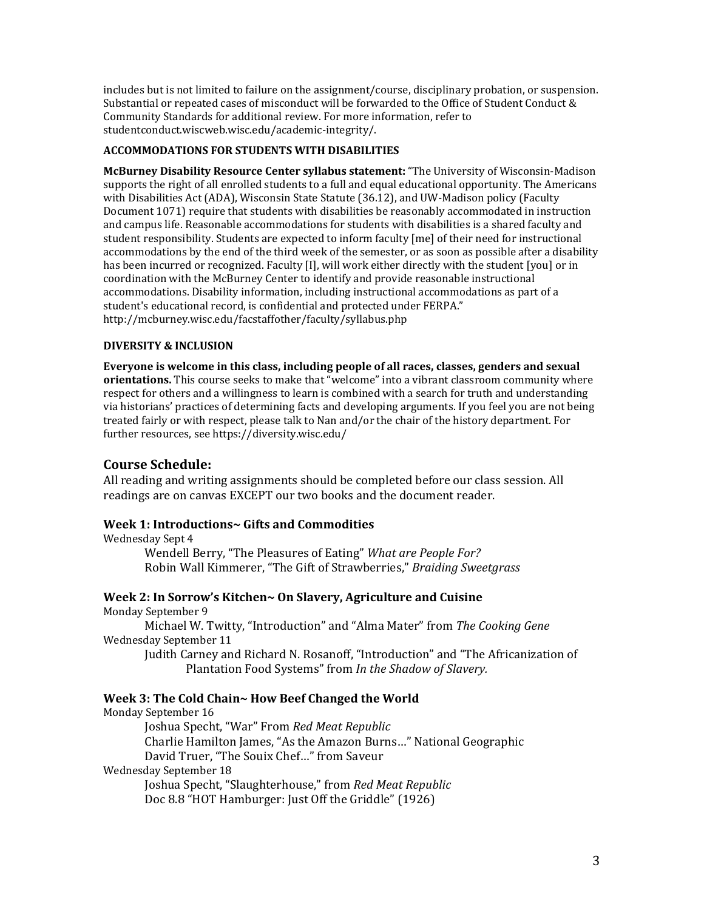includes but is not limited to failure on the assignment/course, disciplinary probation, or suspension. Substantial or repeated cases of misconduct will be forwarded to the Office of Student Conduct & Community Standards for additional review. For more information, refer to studentconduct.wiscweb.wisc.edu/academic-integrity/.

#### ACCOMMODATIONS FOR STUDENTS WITH DISABILITIES

**McBurney Disability Resource Center syllabus statement:** "The University of Wisconsin-Madison supports the right of all enrolled students to a full and equal educational opportunity. The Americans with Disabilities Act (ADA), Wisconsin State Statute (36.12), and UW-Madison policy (Faculty Document 1071) require that students with disabilities be reasonably accommodated in instruction and campus life. Reasonable accommodations for students with disabilities is a shared faculty and student responsibility. Students are expected to inform faculty [me] of their need for instructional accommodations by the end of the third week of the semester, or as soon as possible after a disability has been incurred or recognized. Faculty [I], will work either directly with the student [you] or in coordination with the McBurney Center to identify and provide reasonable instructional accommodations. Disability information, including instructional accommodations as part of a student's educational record, is confidential and protected under FERPA." http://mcburney.wisc.edu/facstaffother/faculty/syllabus.php

#### DIVERSITY & INCLUSION

**Everyone is welcome in this class, including people of all races, classes, genders and sexual orientations.** This course seeks to make that "welcome" into a vibrant classroom community where respect for others and a willingness to learn is combined with a search for truth and understanding via historians' practices of determining facts and developing arguments. If you feel you are not being treated fairly or with respect, please talk to Nan and/or the chair of the history department. For further resources, see https://diversity.wisc.edu/

## Course Schedule:

All reading and writing assignments should be completed before our class session. All readings are on canvas EXCEPT our two books and the document reader.

### Week 1: Introductions~ Gifts and Commodities

Wednesday Sept 4

- Wendell Berry, "The Pleasures of Eating" *What are People For?*
- Robin Wall Kimmerer, "The Gift of Strawberries," *Braiding Sweetgrass*

### Week 2: In Sorrow's Kitchen~ On Slavery, Agriculture and Cuisine

Monday September 9

- Michael W. Twitty, "Introduction" and "Alma Mater" from *The Cooking Gene*

Wednesday September 11

- Judith Carney and Richard N. Rosanoff, "Introduction" and "The Africanization of Plantation Food Systems" from *In the Shadow of Slavery.*

### Week 3: The Cold Chain~ How Beef Changed the World

Monday September 16

- Joshua Specht, "War" From *Red Meat Republic*
- Charlie Hamilton James, "As the Amazon Burns…" National Geographic
- David Truer, "The Souix Chef…" from Saveur

Wednesday September 18

- Joshua Specht, "Slaughterhouse," from *Red Meat Republic*
- Doc 8.8 "HOT Hamburger: Just Off the Griddle" (1926)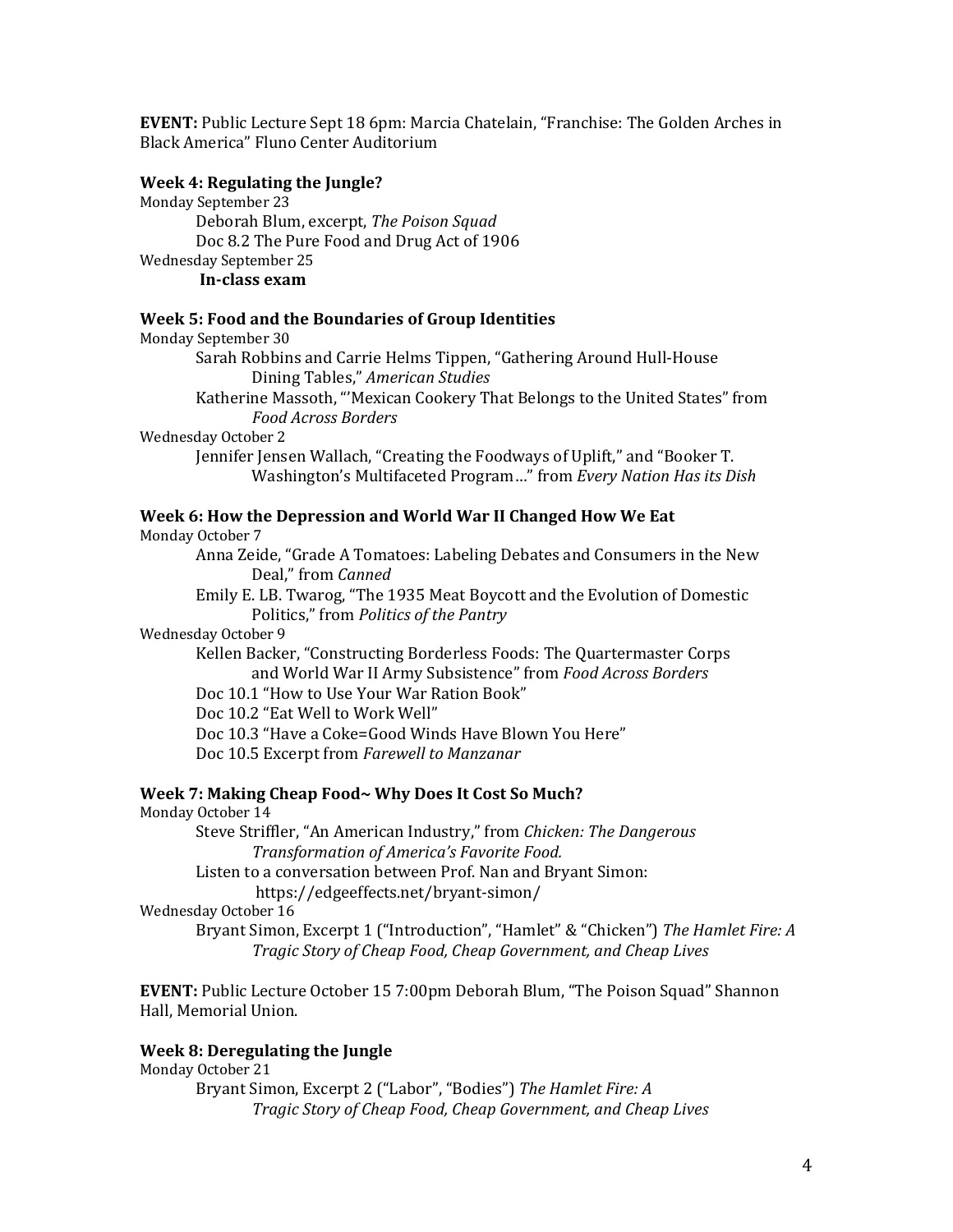**EVENT:** Public Lecture Sept 18 6pm: Marcia Chatelain, "Franchise: The Golden Arches in Black America" Fluno Center Auditorium

### Week 4: Regulating the Jungle?

Monday September 23

- Deborah Blum, excerpt, *The Poison Squad*
- Doc 8.2 The Pure Food and Drug Act of 1906

Wednesday September 25

- **In-class exam**

### Week 5: Food and the Boundaries of Group Identities

Monday September 30

- Sarah Robbins and Carrie Helms Tippen, "Gathering Around Hull-House Dining Tables," *American Studies*
- Katherine Massoth, "'Mexican Cookery That Belongs to the United States" from *Food Across Borders*

Wednesday October 2

- Jennifer Jensen Wallach, "Creating the Foodways of Uplift," and "Booker T. Washington's Multifaceted Program…" from *Every Nation Has its Dish*

### Week 6: How the Depression and World War II Changed How We Eat

Monday October 7

- Anna Zeide, "Grade A Tomatoes: Labeling Debates and Consumers in the New Deal," from *Canned*
- Emily E. LB. Twarog, "The 1935 Meat Boycott and the Evolution of Domestic Politics," from *Politics of the Pantry*

Wednesday October 9

- Kellen Backer, "Constructing Borderless Foods: The Quartermaster Corps and World War II Army Subsistence" from *Food Across Borders*
- Doc 10.1 "How to Use Your War Ration Book"
- Doc 10.2 "Eat Well to Work Well"
- Doc 10.3 "Have a Coke=Good Winds Have Blown You Here"
- Doc 10.5 Excerpt from *Farewell to Manzanar*

### Week 7: Making Cheap Food~ Why Does It Cost So Much?

Monday October 14

- Steve Striffler, "An American Industry," from *Chicken: The Dangerous Transformation of America's Favorite Food.*
- Listen to a conversation between Prof. Nan and Bryant Simon: https://edgeeffects.net/bryant-simon/

Wednesday October 16

- Bryant Simon, Excerpt 1 ("Introduction", "Hamlet" & "Chicken") *The Hamlet Fire: A Tragic Story of Cheap Food, Cheap Government, and Cheap Lives*

**EVENT:** Public Lecture October 15 7:00pm Deborah Blum, "The Poison Squad" Shannon Hall, Memorial Union.

### Week 8: Deregulating the Jungle

Monday October 21

- Bryant Simon, Excerpt 2 ("Labor", "Bodies") *The Hamlet Fire: A Tragic Story of Cheap Food, Cheap Government, and Cheap Lives*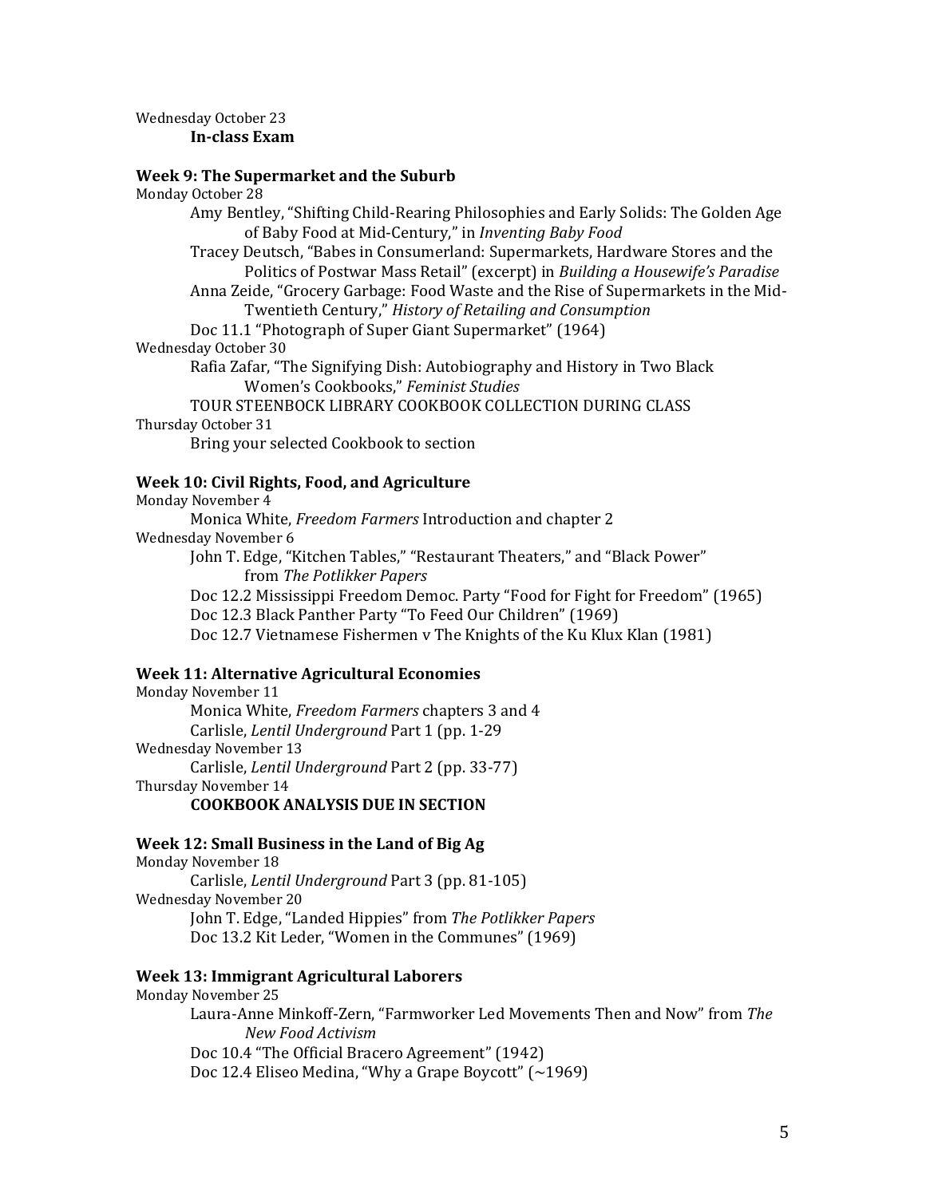Wednesday October 23

**In-class Exam**

### Week 9: The Supermarket and the Suburb

Monday October 28

- Amy Bentley, "Shifting Child-Rearing Philosophies and Early Solids: The Golden Age of Baby Food at Mid-Century," in *Inventing Baby Food*
- Tracey Deutsch, "Babes in Consumerland: Supermarkets, Hardware Stores and the Politics of Postwar Mass Retail" (excerpt) in *Building a Housewife's Paradise*
- Anna Zeide, "Grocery Garbage: Food Waste and the Rise of Supermarkets in the Mid-Twentieth Century," *History of Retailing and Consumption*
- Doc 11.1 "Photograph of Super Giant Supermarket" (1964)

Wednesday October 30

- Rafia Zafar, "The Signifying Dish: Autobiography and History in Two Black Women's Cookbooks," *Feminist Studies*
- TOUR STEENBOCK LIBRARY COOKBOOK COLLECTION DURING CLASS

Thursday October 31

- Bring your selected Cookbook to section

### Week 10: Civil Rights, Food, and Agriculture

Monday November 4

- Monica White, *Freedom Farmers* Introduction and chapter 2

Wednesday November 6

- John T. Edge, "Kitchen Tables," "Restaurant Theaters," and "Black Power" from *The Potlikker Papers*
- Doc 12.2 Mississippi Freedom Democ. Party "Food for Fight for Freedom" (1965)
- Doc 12.3 Black Panther Party "To Feed Our Children" (1969)
- Doc 12.7 Vietnamese Fishermen v The Knights of the Ku Klux Klan (1981)

### Week 11: Alternative Agricultural Economies

Monday November 11

- Monica White, *Freedom Farmers* chapters 3 and 4
- Carlisle, *Lentil Underground* Part 1 (pp. 1-29

Wednesday November 13

- Carlisle, *Lentil Underground* Part 2 (pp. 33-77)

Thursday November 14

**COOKBOOK ANALYSIS DUE IN SECTION**

### Week 12: Small Business in the Land of Big Ag

Monday November 18

- Carlisle, *Lentil Underground* Part 3 (pp. 81-105)

Wednesday November 20

- John T. Edge, "Landed Hippies" from *The Potlikker Papers*
- Doc 13.2 Kit Leder, "Women in the Communes" (1969)

### Week 13: Immigrant Agricultural Laborers

Monday November 25

- Laura-Anne Minkoff-Zern, "Farmworker Led Movements Then and Now" from *The New Food Activism*
- Doc 10.4 "The Official Bracero Agreement" (1942)
- Doc 12.4 Eliseo Medina, "Why a Grape Boycott" (~1969)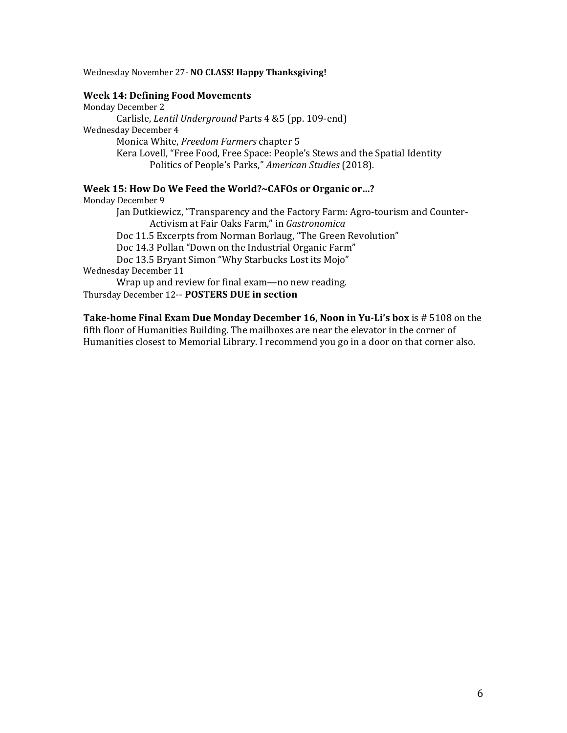Wednesday November 27- **NO CLASS! Happy Thanksgiving!**

### Week 14: Defining Food Movements

Monday December 2

Carlisle, *Lentil Underground* Parts 4 &5 (pp. 109-end)

Wednesday December 4

Monica White, *Freedom Farmers* chapter 5

Kera Lovell, "Free Food, Free Space: People's Stews and the Spatial Identity Politics of People's Parks," *American Studies* (2018).

### Week 15: How Do We Feed the World?~CAFOs or Organic or…?

Monday December 9

Jan Dutkiewicz, "Transparency and the Factory Farm: Agro-tourism and Counter-Activism at Fair Oaks Farm," in *Gastronomica*

Doc 11.5 Excerpts from Norman Borlaug, "The Green Revolution"

Doc 14.3 Pollan "Down on the Industrial Organic Farm"

Doc 13.5 Bryant Simon "Why Starbucks Lost its Mojo"

Wednesday December 11

Wrap up and review for final exam—no new reading.

Thursday December 12-- **POSTERS DUE in section**

**Take-home Final Exam Due Monday December 16, Noon in Yu-Li's box** is # 5108 on the fifth floor of Humanities Building. The mailboxes are near the elevator in the corner of Humanities closest to Memorial Library. I recommend you go in a door on that corner also.